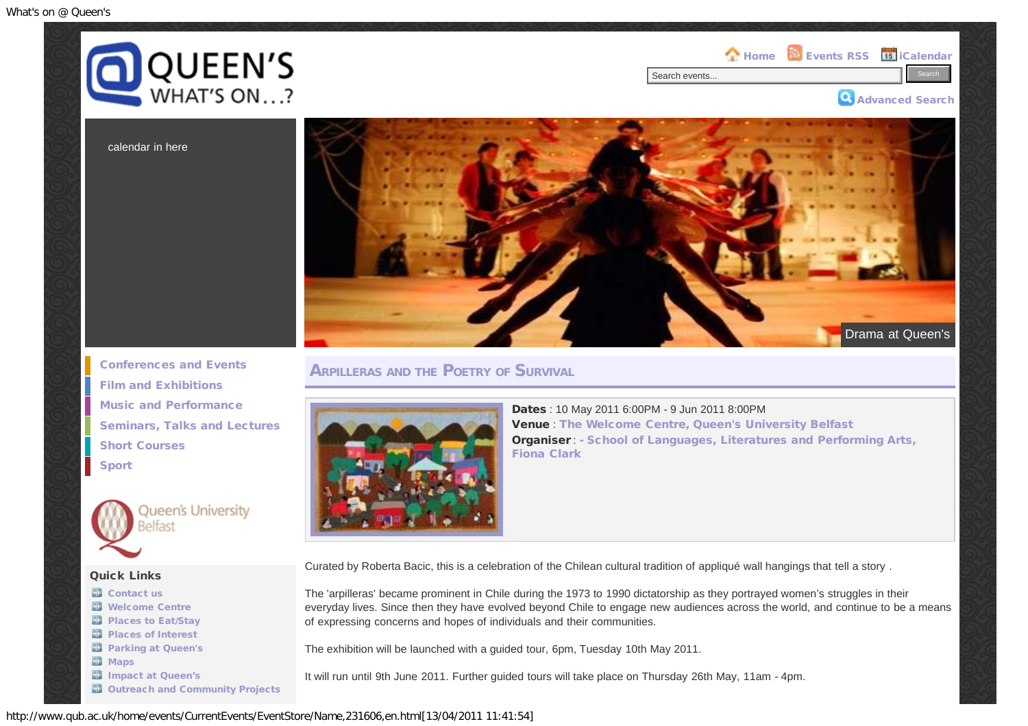# What's on @ Queen's

Home | Events RSS | iCalendar

Search events... Search

Advanced Search

calendar in here

Drama at Queen's

- Conferences and Events
- Film and Exhibitions
- Music and Performance
- Seminars, Talks and Lectures
- Short Courses
- Sport

Queen's University Belfast

### Quick Links

- Contact us
- Welcome Centre
- Places to Eat/Stay
- Places of Interest
- Parking at Queen's
- Maps
- Impact at Queen's
- Outreach and Community Projects

## Arpilleras and the Poetry of Survival

**Dates** : 10 May 2011 6:00PM - 9 Jun 2011 8:00PM
**Venue** : The Welcome Centre, Queen's University Belfast
**Organiser** : - School of Languages, Literatures and Performing Arts, Fiona Clark

Curated by Roberta Bacic, this is a celebration of the Chilean cultural tradition of appliqué wall hangings that tell a story .

The 'arpilleras' became prominent in Chile during the 1973 to 1990 dictatorship as they portrayed women's struggles in their everyday lives. Since then they have evolved beyond Chile to engage new audiences across the world, and continue to be a means of expressing concerns and hopes of individuals and their communities.

The exhibition will be launched with a guided tour, 6pm, Tuesday 10th May 2011.

It will run until 9th June 2011. Further guided tours will take place on Thursday 26th May, 11am - 4pm.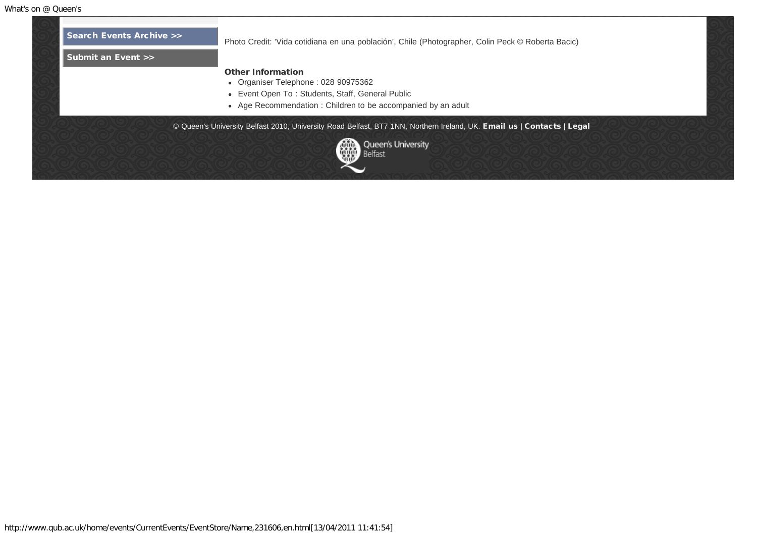**Search Events Archive >>**

**Submit an Event >>**

Photo Credit: 'Vida cotidiana en una población', Chile (Photographer, Colin Peck © Roberta Bacic)

**Other Information**

- Organiser Telephone : 028 90975362
- Event Open To : Students, Staff, General Public
- Age Recommendation : Children to be accompanied by an adult

© Queen's University Belfast 2010, University Road Belfast, BT7 1NN, Northern Ireland, UK. **Email us** | **Contacts** | **Legal**